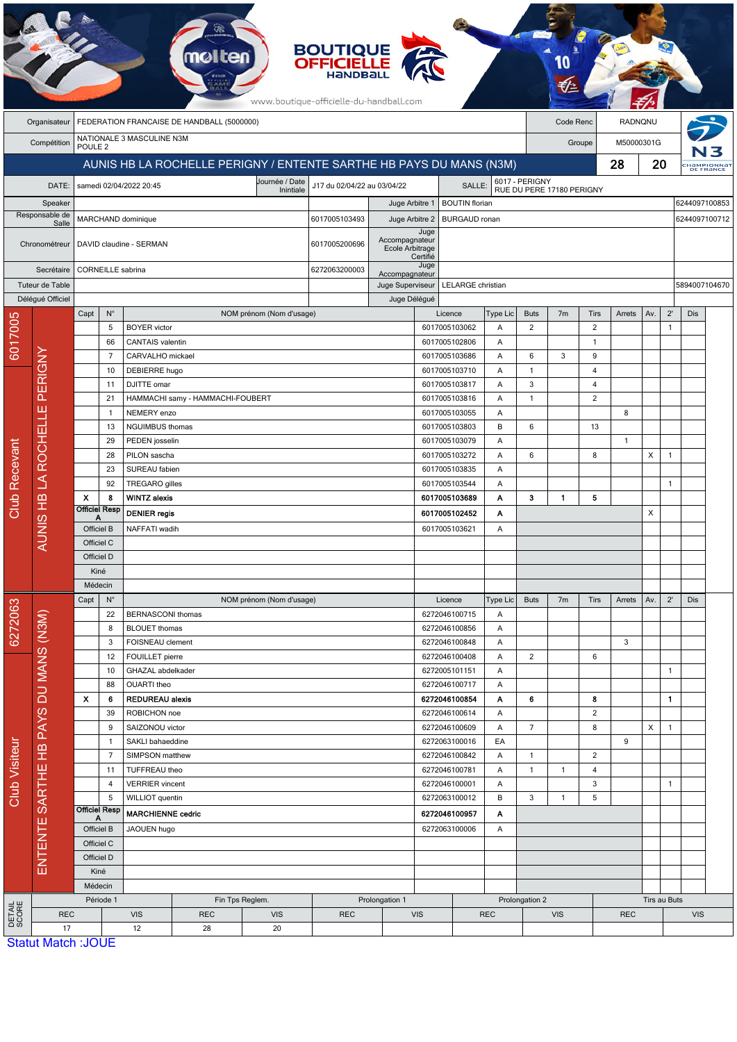BOUTIQUE OFFICIELLE HANDBALL
www.boutique-officielle-du-handball.com

| Organisateur | FEDERATION FRANCAISE DE HANDBALL (5000000) | Code Renc | RADNQNU |
|---|---|---|---|
| Compétition | NATIONALE 3 MASCULINE N3M POULE 2 | Groupe | M50000301G |

## AUNIS HB LA ROCHELLE PERIGNY / ENTENTE SARTHE HB PAYS DU MANS (N3M) — 28 - 20

| DATE: | samedi 02/04/2022 20:45 | Journée / Date Initiale | J17 du 02/04/22 au 03/04/22 | SALLE: | 6017 - PERIGNY RUE DU PERE 17180 PERIGNY |
|---|---|---|---|---|---|

| | | | | | |
|---|---|---|---|---|---|
| Speaker | | | Juge Arbitre 1 | BOUTIN florian | 6244097100853 |
| Responsable de Salle | MARCHAND dominique | 6017005103493 | Juge Arbitre 2 | BURGAUD ronan | 6244097100712 |
| Chronométreur | DAVID claudine - SERMAN | 6017005200696 | Juge Accompagnateur Ecole Arbitrage Certifié | | |
| Secrétaire | CORNEILLE sabrina | 6272063200003 | Juge Accompagnateur | | |
| Tuteur de Table | | | Juge Superviseur | LELARGE christian | 5894007104670 |
| Délégué Officiel | | | Juge Délégué | | |

### Club Recevant — 6017005 — AUNIS HB LA ROCHELLE PERIGNY

| Capt | N° | NOM prénom (Nom d'usage) | Licence | Type Lic | Buts | 7m | Tirs | Arrets | Av. | 2' | Dis |
|---|---|---|---|---|---|---|---|---|---|---|---|
| | 5 | BOYER victor | 6017005103062 | A | 2 | | 2 | | | 1 | |
| | 66 | CANTAIS valentin | 6017005102806 | A | | | 1 | | | | |
| | 7 | CARVALHO mickael | 6017005103686 | A | 6 | 3 | 9 | | | | |
| | 10 | DEBIERRE hugo | 6017005103710 | A | 1 | | 4 | | | | |
| | 11 | DJITTE omar | 6017005103817 | A | 3 | | 4 | | | | |
| | 21 | HAMMACHI samy - HAMMACHI-FOUBERT | 6017005103816 | A | 1 | | 2 | | | | |
| | 1 | NEMERY enzo | 6017005103055 | A | | | | 8 | | | |
| | 13 | NGUIMBUS thomas | 6017005103803 | B | 6 | | 13 | | | | |
| | 29 | PEDEN josselin | 6017005103079 | A | | | | 1 | | | |
| | 28 | PILON sascha | 6017005103272 | A | 6 | | 8 | | X | 1 | |
| | 23 | SUREAU fabien | 6017005103835 | A | | | | | | | |
| | 92 | TREGARO gilles | 6017005103544 | A | | | | | | 1 | |
| X | 8 | **WINTZ alexis** | **6017005103689** | **A** | **3** | **1** | **5** | | | | |
| Officiel Resp A | | **DENIER regis** | **6017005102452** | **A** | | | | | X | | |
| Officiel B | | NAFFATI wadih | 6017005103621 | A | | | | | | | |
| Officiel C | | | | | | | | | | | |
| Officiel D | | | | | | | | | | | |
| Kiné | | | | | | | | | | | |
| Médecin | | | | | | | | | | | |

### Club Visiteur — 6272063 — ENTENTE SARTHE HB PAYS DU MANS (N3M)

| Capt | N° | NOM prénom (Nom d'usage) | Licence | Type Lic | Buts | 7m | Tirs | Arrets | Av. | 2' | Dis |
|---|---|---|---|---|---|---|---|---|---|---|---|
| | 22 | BERNASCONI thomas | 6272046100715 | A | | | | | | | |
| | 8 | BLOUET thomas | 6272046100856 | A | | | | | | | |
| | 3 | FOISNEAU clement | 6272046100848 | A | | | | 3 | | | |
| | 12 | FOUILLET pierre | 6272046100408 | A | 2 | | 6 | | | | |
| | 10 | GHAZAL abdelkader | 6272005101151 | A | | | | | | 1 | |
| | 88 | OUARTI theo | 6272046100717 | A | | | | | | | |
| X | 6 | **REDUREAU alexis** | **6272046100854** | **A** | **6** | | **8** | | | **1** | |
| | 39 | ROBICHON noe | 6272046100614 | A | | | 2 | | | | |
| | 9 | SAIZONOU victor | 6272046100609 | A | 7 | | 8 | | X | 1 | |
| | 1 | SAKLI bahaeddine | 6272063100016 | EA | | | | 9 | | | |
| | 7 | SIMPSON matthew | 6272046100842 | A | 1 | | 2 | | | | |
| | 11 | TUFFREAU theo | 6272046100781 | A | 1 | 1 | 4 | | | | |
| | 4 | VERRIER vincent | 6272046100001 | A | | | 3 | | | 1 | |
| | 5 | WILLIOT quentin | 6272063100012 | B | 3 | 1 | 5 | | | | |
| Officiel Resp A | | **MARCHIENNE cedric** | **6272046100957** | **A** | | | | | | | |
| Officiel B | | JAOUEN hugo | 6272063100006 | A | | | | | | | |
| Officiel C | | | | | | | | | | | |
| Officiel D | | | | | | | | | | | |
| Kiné | | | | | | | | | | | |
| Médecin | | | | | | | | | | | |

### DETAIL SCORE

| Période 1 | | Fin Tps Reglem. | | Prolongation 1 | | Prolongation 2 | | Tirs au Buts | |
|---|---|---|---|---|---|---|---|---|---|
| REC | VIS | REC | VIS | REC | VIS | REC | VIS | REC | VIS |
| 17 | 12 | 28 | 20 | | | | | | |

Statut Match :JOUE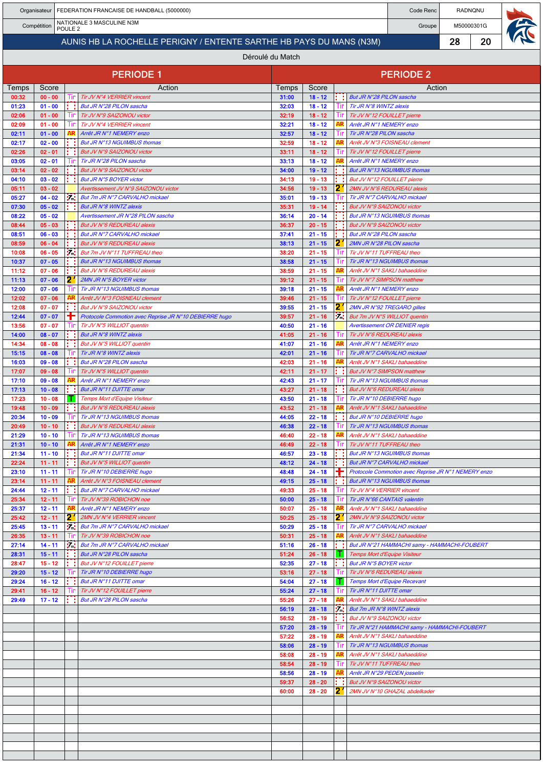| Organisateur | FEDERATION FRANCAISE DE HANDBALL (5000000) | Code Renc | RADNQNU |
|---|---|---|---|
| Compétition | NATIONALE 3 MASCULINE N3M POULE 2 | Groupe | M50000301G |

## AUNIS HB LA ROCHELLE PERIGNY / ENTENTE SARTHE HB PAYS DU MANS (N3M) — 28 - 20

Déroulé du Match

### PERIODE 1

| Temps | Score | | Action |
|---|---|---|---|
| 00:32 | 00 - 00 | Tir | Tir JV N°4 VERRIER vincent |
| 01:23 | 01 - 00 | But | But JR N°28 PILON sascha |
| 02:06 | 01 - 00 | Tir | Tir JV N°9 SAIZONOU victor |
| 02:09 | 01 - 00 | Tir | Tir JV N°4 VERRIER vincent |
| 02:11 | 01 - 00 | AR | Arrêt JR N°1 NEMERY enzo |
| 02:17 | 02 - 00 | But | But JR N°13 NGUIMBUS thomas |
| 02:26 | 02 - 01 | But | But JV N°9 SAIZONOU victor |
| 03:05 | 02 - 01 | Tir | Tir JR N°28 PILON sascha |
| 03:14 | 02 - 02 | But | But JV N°9 SAIZONOU victor |
| 04:10 | 03 - 02 | But | But JR N°5 BOYER victor |
| 05:11 | 03 - 02 | Avertissement | Avertissement JV N°9 SAIZONOU victor |
| 05:27 | 04 - 02 | 7m | But 7m JR N°7 CARVALHO mickael |
| 07:30 | 05 - 02 | But | But JR N°8 WINTZ alexis |
| 08:22 | 05 - 02 | Avertissement | Avertissement JR N°28 PILON sascha |
| 08:44 | 05 - 03 | But | But JV N°6 REDUREAU alexis |
| 08:51 | 06 - 03 | But | But JR N°7 CARVALHO mickael |
| 08:59 | 06 - 04 | But | But JV N°6 REDUREAU alexis |
| 10:08 | 06 - 05 | 7m | But 7m JV N°11 TUFFREAU theo |
| 10:37 | 07 - 05 | But | But JR N°13 NGUIMBUS thomas |
| 11:12 | 07 - 06 | But | But JV N°6 REDUREAU alexis |
| 11:13 | 07 - 06 | 2' | 2MN JR N°5 BOYER victor |
| 12:00 | 07 - 06 | Tir | Tir JR N°13 NGUIMBUS thomas |
| 12:02 | 07 - 06 | AR | Arrêt JV N°3 FOISNEAU clement |
| 12:08 | 07 - 07 | But | But JV N°9 SAIZONOU victor |
| 12:44 | 07 - 07 | + | Protocole Commotion avec Reprise JR N°10 DEBIERRE hugo |
| 13:56 | 07 - 07 | Tir | Tir JV N°5 WILLIOT quentin |
| 14:00 | 08 - 07 | But | But JR N°8 WINTZ alexis |
| 14:34 | 08 - 08 | But | But JV N°5 WILLIOT quentin |
| 15:15 | 08 - 08 | Tir | Tir JR N°8 WINTZ alexis |
| 16:03 | 09 - 08 | But | But JR N°28 PILON sascha |
| 17:07 | 09 - 08 | Tir | Tir JV N°5 WILLIOT quentin |
| 17:10 | 09 - 08 | AR | Arrêt JR N°1 NEMERY enzo |
| 17:13 | 10 - 08 | But | But JR N°11 DJITTE omar |
| 17:23 | 10 - 08 | T | Temps Mort d'Equipe Visiteur |
| 19:48 | 10 - 09 | But | But JV N°6 REDUREAU alexis |
| 20:34 | 10 - 09 | Tir | Tir JR N°13 NGUIMBUS thomas |
| 20:49 | 10 - 10 | But | But JV N°6 REDUREAU alexis |
| 21:29 | 10 - 10 | Tir | Tir JR N°13 NGUIMBUS thomas |
| 21:31 | 10 - 10 | AR | Arrêt JV N°1 NEMERY enzo |
| 21:34 | 11 - 10 | But | But JR N°11 DJITTE omar |
| 22:24 | 11 - 11 | But | But JV N°5 WILLIOT quentin |
| 23:10 | 11 - 11 | Tir | Tir JR N°10 DEBIERRE hugo |
| 23:14 | 11 - 11 | AR | Arrêt JV N°3 FOISNEAU clement |
| 24:44 | 12 - 11 | But | But JR N°7 CARVALHO mickael |
| 25:34 | 12 - 11 | Tir | Tir JV N°39 ROBICHON noe |
| 25:37 | 12 - 11 | AR | Arrêt JR N°1 NEMERY enzo |
| 25:42 | 12 - 11 | 2' | 2MN JV N°4 VERRIER vincent |
| 25:45 | 13 - 11 | 7m | But 7m JR N°7 CARVALHO mickael |
| 26:35 | 13 - 11 | Tir | Tir JV N°39 ROBICHON noe |
| 27:14 | 14 - 11 | 7m | But 7m JR N°7 CARVALHO mickael |
| 28:31 | 15 - 11 | But | But JR N°28 PILON sascha |
| 28:47 | 15 - 12 | But | But JV N°12 FOUILLET pierre |
| 29:20 | 15 - 12 | Tir | Tir JR N°10 DEBIERRE hugo |
| 29:24 | 16 - 12 | But | But JR N°11 DJITTE omar |
| 29:41 | 16 - 12 | Tir | Tir JV N°12 FOUILLET pierre |
| 29:49 | 17 - 12 | But | But JR N°28 PILON sascha |

### PERIODE 2

| Temps | Score | | Action |
|---|---|---|---|
| 31:00 | 18 - 12 | But | But JR N°28 PILON sascha |
| 32:03 | 18 - 12 | Tir | Tir JR N°8 WINTZ alexis |
| 32:19 | 18 - 12 | Tir | Tir JV N°12 FOUILLET pierre |
| 32:21 | 18 - 12 | AR | Arrêt JR N°1 NEMERY enzo |
| 32:57 | 18 - 12 | Tir | Tir JR N°28 PILON sascha |
| 32:59 | 18 - 12 | AR | Arrêt JV N°3 FOISNEAU clement |
| 33:11 | 18 - 12 | Tir | Tir JV N°12 FOUILLET pierre |
| 33:13 | 18 - 12 | AR | Arrêt JR N°1 NEMERY enzo |
| 34:00 | 19 - 12 | But | But JR N°13 NGUIMBUS thomas |
| 34:13 | 19 - 13 | But | But JV N°12 FOUILLET pierre |
| 34:56 | 19 - 13 | 2' | 2MN JV N°6 REDUREAU alexis |
| 35:01 | 19 - 13 | Tir | Tir JR N°7 CARVALHO mickael |
| 35:31 | 19 - 14 | But | But JV N°9 SAIZONOU victor |
| 36:14 | 20 - 14 | But | But JR N°13 NGUIMBUS thomas |
| 36:37 | 20 - 15 | But | But JV N°9 SAIZONOU victor |
| 37:41 | 21 - 15 | But | But JR N°28 PILON sascha |
| 38:13 | 21 - 15 | 2' | 2MN JR N°28 PILON sascha |
| 38:20 | 21 - 15 | Tir | Tir JV N°11 TUFFREAU theo |
| 38:58 | 21 - 15 | Tir | Tir JR N°13 NGUIMBUS thomas |
| 38:59 | 21 - 15 | AR | Arrêt JV N°1 SAKLI bahaeddine |
| 39:12 | 21 - 15 | Tir | Tir JV N°7 SIMPSON matthew |
| 39:18 | 21 - 15 | AR | Arrêt JR N°1 NEMERY enzo |
| 39:46 | 21 - 15 | Tir | Tir JV N°12 FOUILLET pierre |
| 39:55 | 21 - 15 | 2' | 2MN JR N°92 TREGARO gilles |
| 39:57 | 21 - 16 | 7m | But 7m JV N°5 WILLIOT quentin |
| 40:50 | 21 - 16 | Avertissement | Avertissement OR DENIER regis |
| 41:05 | 21 - 16 | Tir | Tir JV N°6 REDUREAU alexis |
| 41:07 | 21 - 16 | AR | Arrêt JR N°1 NEMERY enzo |
| 42:01 | 21 - 16 | Tir | Tir JR N°7 CARVALHO mickael |
| 42:03 | 21 - 16 | AR | Arrêt JV N°1 SAKLI bahaeddine |
| 42:11 | 21 - 17 | But | But JV N°7 SIMPSON matthew |
| 42:43 | 21 - 17 | Tir | Tir JR N°13 NGUIMBUS thomas |
| 43:27 | 21 - 18 | But | But JV N°6 REDUREAU alexis |
| 43:50 | 21 - 18 | Tir | Tir JR N°10 DEBIERRE hugo |
| 43:52 | 21 - 18 | AR | Arrêt JV N°1 SAKLI bahaeddine |
| 44:05 | 22 - 18 | But | But JR N°10 DEBIERRE hugo |
| 46:38 | 22 - 18 | Tir | Tir JR N°13 NGUIMBUS thomas |
| 46:40 | 22 - 18 | AR | Arrêt JV N°1 SAKLI bahaeddine |
| 46:49 | 22 - 18 | Tir | Tir JV N°11 TUFFREAU theo |
| 46:57 | 23 - 18 | But | But JR N°13 NGUIMBUS thomas |
| 48:12 | 24 - 18 | But | But JR N°7 CARVALHO mickael |
| 48:48 | 24 - 18 | + | Protocole Commotion avec Reprise JR N°1 NEMERY enzo |
| 49:15 | 25 - 18 | But | But JR N°13 NGUIMBUS thomas |
| 49:33 | 25 - 18 | Tir | Tir JV N°4 VERRIER vincent |
| 50:00 | 25 - 18 | Tir | Tir JR N°66 CANTAIS valentin |
| 50:07 | 25 - 18 | AR | Arrêt JV N°1 SAKLI bahaeddine |
| 50:25 | 25 - 18 | 2' | 2MN JV N°9 SAIZONOU victor |
| 50:29 | 25 - 18 | Tir | Tir JR N°7 CARVALHO mickael |
| 50:31 | 25 - 18 | AR | Arrêt JV N°1 SAKLI bahaeddine |
| 51:16 | 26 - 18 | But | But JR N°21 HAMMACHI samy - HAMMACHI-FOUBERT |
| 51:24 | 26 - 18 | T | Temps Mort d'Equipe Visiteur |
| 52:35 | 27 - 18 | But | But JR N°5 BOYER victor |
| 53:16 | 27 - 18 | Tir | Tir JV N°6 REDUREAU alexis |
| 54:04 | 27 - 18 | T | Temps Mort d'Equipe Recevant |
| 55:24 | 27 - 18 | Tir | Tir JR N°11 DJITTE omar |
| 55:26 | 27 - 18 | AR | Arrêt JV N°1 SAKLI bahaeddine |
| 56:19 | 28 - 18 | 7m | But 7m JR N°8 WINTZ alexis |
| 56:52 | 28 - 19 | But | But JV N°9 SAIZONOU victor |
| 57:20 | 28 - 19 | Tir | Tir JR N°21 HAMMACHI samy - HAMMACHI-FOUBERT |
| 57:22 | 28 - 19 | AR | Arrêt JV N°1 SAKLI bahaeddine |
| 58:06 | 28 - 19 | Tir | Tir JR N°13 NGUIMBUS thomas |
| 58:08 | 28 - 19 | AR | Arrêt JV N°1 SAKLI bahaeddine |
| 58:54 | 28 - 19 | Tir | Tir JV N°11 TUFFREAU theo |
| 58:56 | 28 - 19 | AR | Arrêt JR N°29 PEDEN josselin |
| 59:37 | 28 - 20 | But | But JV N°9 SAIZONOU victor |
| 60:00 | 28 - 20 | 2' | 2MN JV N°10 GHAZAL abdelkader |